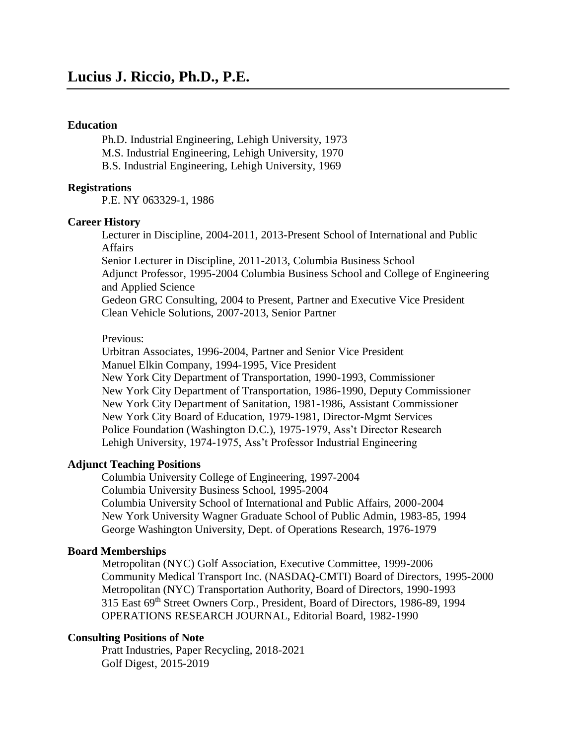# Lucius J. Riccio, Ph.D., P.E.

### Education

Ph.D. Industrial Engineering, Lehigh University, 1973
M.S. Industrial Engineering, Lehigh University, 1970
B.S. Industrial Engineering, Lehigh University, 1969

### Registrations

P.E. NY 063329-1, 1986

### Career History

Lecturer in Discipline, 2004-2011, 2013-Present School of International and Public Affairs
Senior Lecturer in Discipline, 2011-2013, Columbia Business School
Adjunct Professor, 1995-2004 Columbia Business School and College of Engineering and Applied Science
Gedeon GRC Consulting, 2004 to Present, Partner and Executive Vice President
Clean Vehicle Solutions, 2007-2013, Senior Partner

Previous:
Urbitran Associates, 1996-2004, Partner and Senior Vice President
Manuel Elkin Company, 1994-1995, Vice President
New York City Department of Transportation, 1990-1993, Commissioner
New York City Department of Transportation, 1986-1990, Deputy Commissioner
New York City Department of Sanitation, 1981-1986, Assistant Commissioner
New York City Board of Education, 1979-1981, Director-Mgmt Services
Police Foundation (Washington D.C.), 1975-1979, Ass't Director Research
Lehigh University, 1974-1975, Ass't Professor Industrial Engineering

### Adjunct Teaching Positions

Columbia University College of Engineering, 1997-2004
Columbia University Business School, 1995-2004
Columbia University School of International and Public Affairs, 2000-2004
New York University Wagner Graduate School of Public Admin, 1983-85, 1994
George Washington University, Dept. of Operations Research, 1976-1979

### Board Memberships

Metropolitan (NYC) Golf Association, Executive Committee, 1999-2006
Community Medical Transport Inc. (NASDAQ-CMTI) Board of Directors, 1995-2000
Metropolitan (NYC) Transportation Authority, Board of Directors, 1990-1993
315 East 69th Street Owners Corp., President, Board of Directors, 1986-89, 1994
OPERATIONS RESEARCH JOURNAL, Editorial Board, 1982-1990

### Consulting Positions of Note

Pratt Industries, Paper Recycling, 2018-2021
Golf Digest, 2015-2019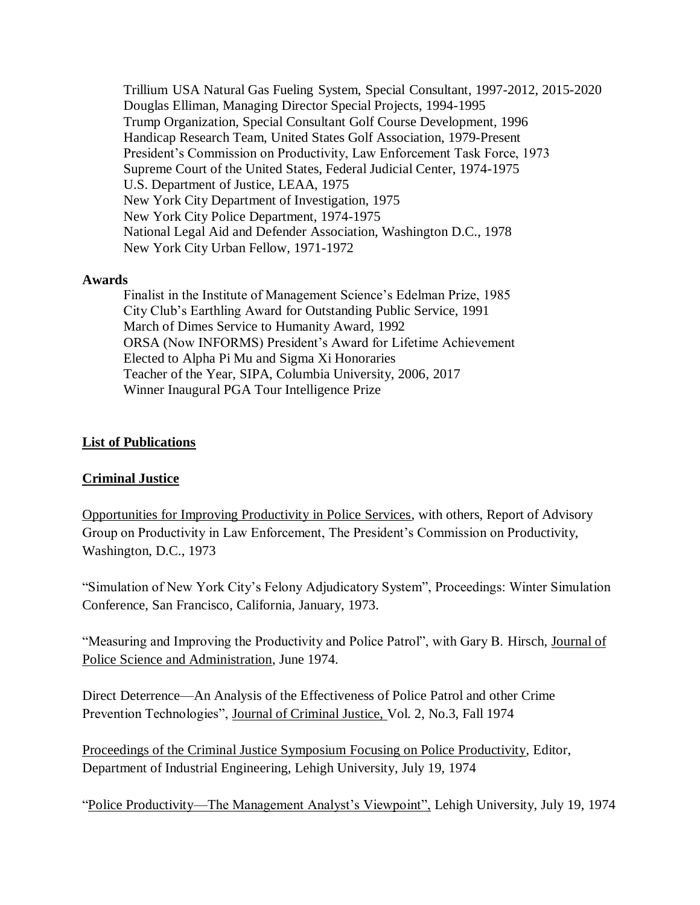Trillium USA Natural Gas Fueling System, Special Consultant, 1997-2012, 2015-2020
Douglas Elliman, Managing Director Special Projects, 1994-1995
Trump Organization, Special Consultant Golf Course Development, 1996
Handicap Research Team, United States Golf Association, 1979-Present
President's Commission on Productivity, Law Enforcement Task Force, 1973
Supreme Court of the United States, Federal Judicial Center, 1974-1975
U.S. Department of Justice, LEAA, 1975
New York City Department of Investigation, 1975
New York City Police Department, 1974-1975
National Legal Aid and Defender Association, Washington D.C., 1978
New York City Urban Fellow, 1971-1972

**Awards**

Finalist in the Institute of Management Science's Edelman Prize, 1985
City Club's Earthling Award for Outstanding Public Service, 1991
March of Dimes Service to Humanity Award, 1992
ORSA (Now INFORMS) President's Award for Lifetime Achievement
Elected to Alpha Pi Mu and Sigma Xi Honoraries
Teacher of the Year, SIPA, Columbia University, 2006, 2017
Winner Inaugural PGA Tour Intelligence Prize

## List of Publications

## Criminal Justice

Opportunities for Improving Productivity in Police Services, with others, Report of Advisory Group on Productivity in Law Enforcement, The President's Commission on Productivity, Washington, D.C., 1973

"Simulation of New York City's Felony Adjudicatory System", Proceedings: Winter Simulation Conference, San Francisco, California, January, 1973.

"Measuring and Improving the Productivity and Police Patrol", with Gary B. Hirsch, Journal of Police Science and Administration, June 1974.

Direct Deterrence—An Analysis of the Effectiveness of Police Patrol and other Crime Prevention Technologies", Journal of Criminal Justice, Vol. 2, No.3, Fall 1974

Proceedings of the Criminal Justice Symposium Focusing on Police Productivity, Editor, Department of Industrial Engineering, Lehigh University, July 19, 1974

"Police Productivity—The Management Analyst's Viewpoint", Lehigh University, July 19, 1974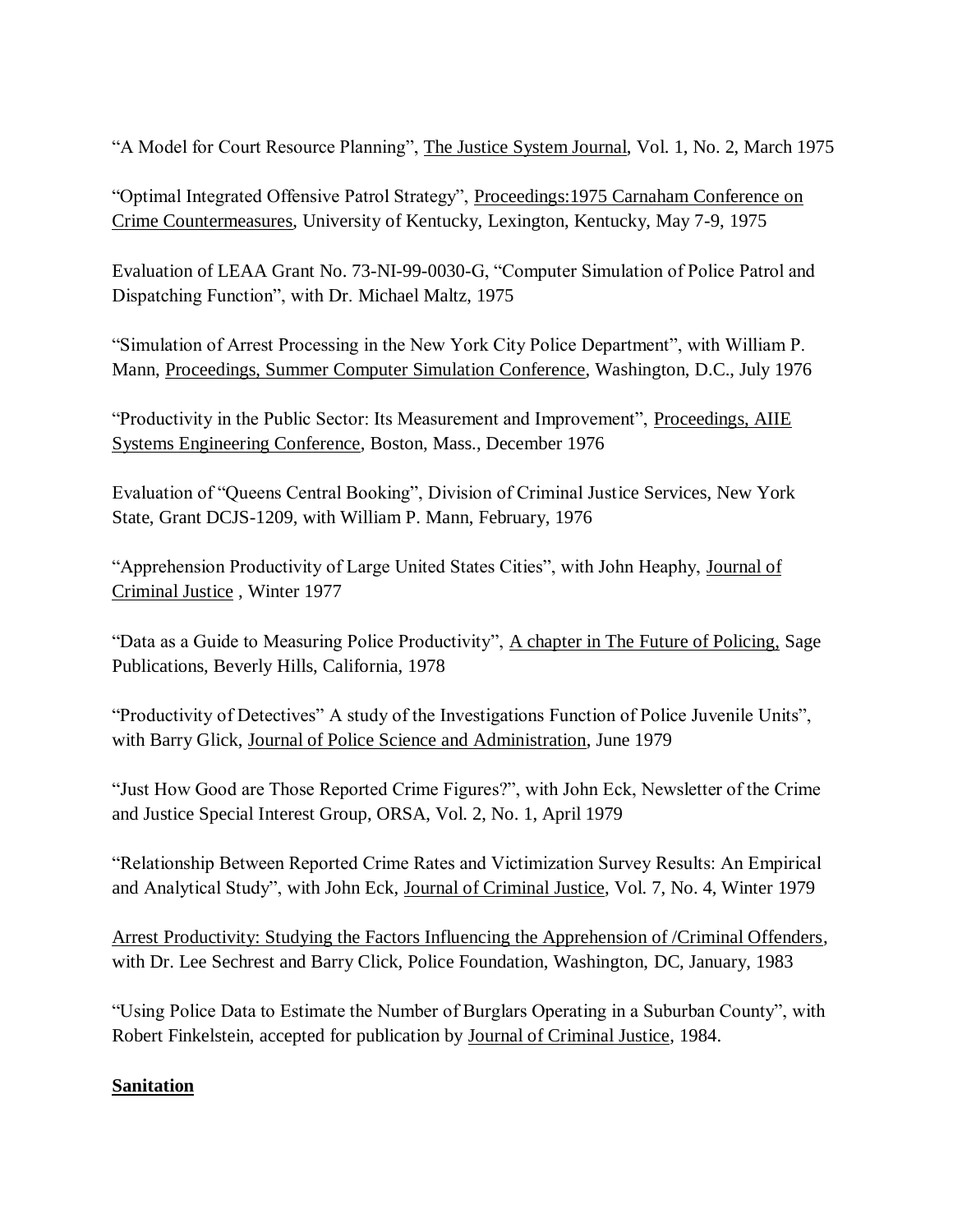"A Model for Court Resource Planning", The Justice System Journal, Vol. 1, No. 2, March 1975

"Optimal Integrated Offensive Patrol Strategy", Proceedings:1975 Carnaham Conference on Crime Countermeasures, University of Kentucky, Lexington, Kentucky, May 7-9, 1975

Evaluation of LEAA Grant No. 73-NI-99-0030-G, "Computer Simulation of Police Patrol and Dispatching Function", with Dr. Michael Maltz, 1975

"Simulation of Arrest Processing in the New York City Police Department", with William P. Mann, Proceedings, Summer Computer Simulation Conference, Washington, D.C., July 1976

"Productivity in the Public Sector: Its Measurement and Improvement", Proceedings, AIIE Systems Engineering Conference, Boston, Mass., December 1976

Evaluation of "Queens Central Booking", Division of Criminal Justice Services, New York State, Grant DCJS-1209, with William P. Mann, February, 1976

"Apprehension Productivity of Large United States Cities", with John Heaphy, Journal of Criminal Justice , Winter 1977

"Data as a Guide to Measuring Police Productivity", A chapter in The Future of Policing, Sage Publications, Beverly Hills, California, 1978

"Productivity of Detectives" A study of the Investigations Function of Police Juvenile Units", with Barry Glick, Journal of Police Science and Administration, June 1979

"Just How Good are Those Reported Crime Figures?", with John Eck, Newsletter of the Crime and Justice Special Interest Group, ORSA, Vol. 2, No. 1, April 1979

"Relationship Between Reported Crime Rates and Victimization Survey Results: An Empirical and Analytical Study", with John Eck, Journal of Criminal Justice, Vol. 7, No. 4, Winter 1979

Arrest Productivity: Studying the Factors Influencing the Apprehension of /Criminal Offenders, with Dr. Lee Sechrest and Barry Click, Police Foundation, Washington, DC, January, 1983

"Using Police Data to Estimate the Number of Burglars Operating in a Suburban County", with Robert Finkelstein, accepted for publication by Journal of Criminal Justice, 1984.

**Sanitation**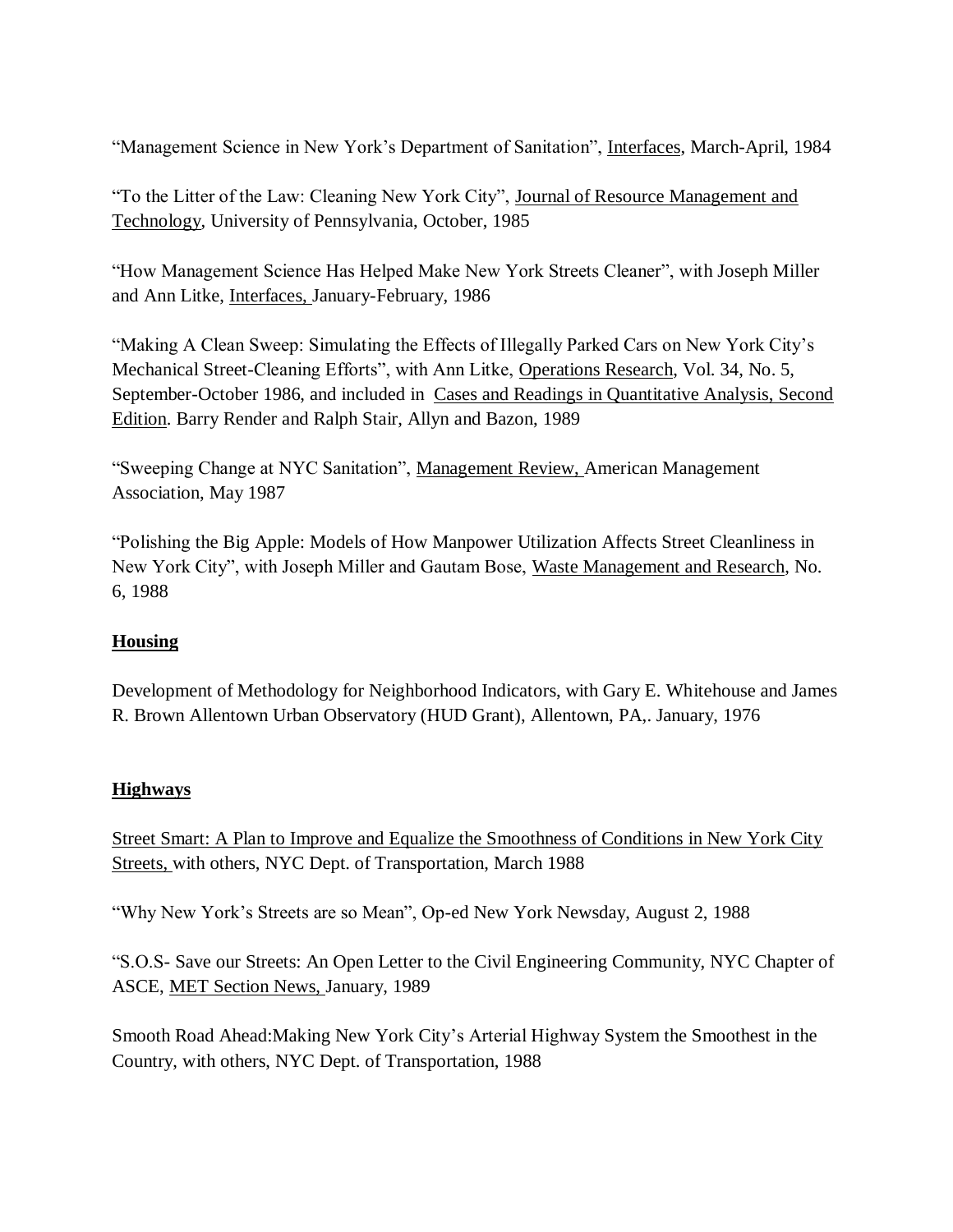"Management Science in New York's Department of Sanitation", Interfaces, March-April, 1984

"To the Litter of the Law: Cleaning New York City", Journal of Resource Management and Technology, University of Pennsylvania, October, 1985

"How Management Science Has Helped Make New York Streets Cleaner", with Joseph Miller and Ann Litke, Interfaces, January-February, 1986

"Making A Clean Sweep: Simulating the Effects of Illegally Parked Cars on New York City's Mechanical Street-Cleaning Efforts", with Ann Litke, Operations Research, Vol. 34, No. 5, September-October 1986, and included in Cases and Readings in Quantitative Analysis, Second Edition. Barry Render and Ralph Stair, Allyn and Bazon, 1989

"Sweeping Change at NYC Sanitation", Management Review, American Management Association, May 1987

"Polishing the Big Apple: Models of How Manpower Utilization Affects Street Cleanliness in New York City", with Joseph Miller and Gautam Bose, Waste Management and Research, No. 6, 1988

**Housing**

Development of Methodology for Neighborhood Indicators, with Gary E. Whitehouse and James R. Brown Allentown Urban Observatory (HUD Grant), Allentown, PA,. January, 1976

**Highways**

Street Smart: A Plan to Improve and Equalize the Smoothness of Conditions in New York City Streets, with others, NYC Dept. of Transportation, March 1988

"Why New York's Streets are so Mean", Op-ed New York Newsday, August 2, 1988

"S.O.S- Save our Streets: An Open Letter to the Civil Engineering Community, NYC Chapter of ASCE, MET Section News, January, 1989

Smooth Road Ahead:Making New York City's Arterial Highway System the Smoothest in the Country, with others, NYC Dept. of Transportation, 1988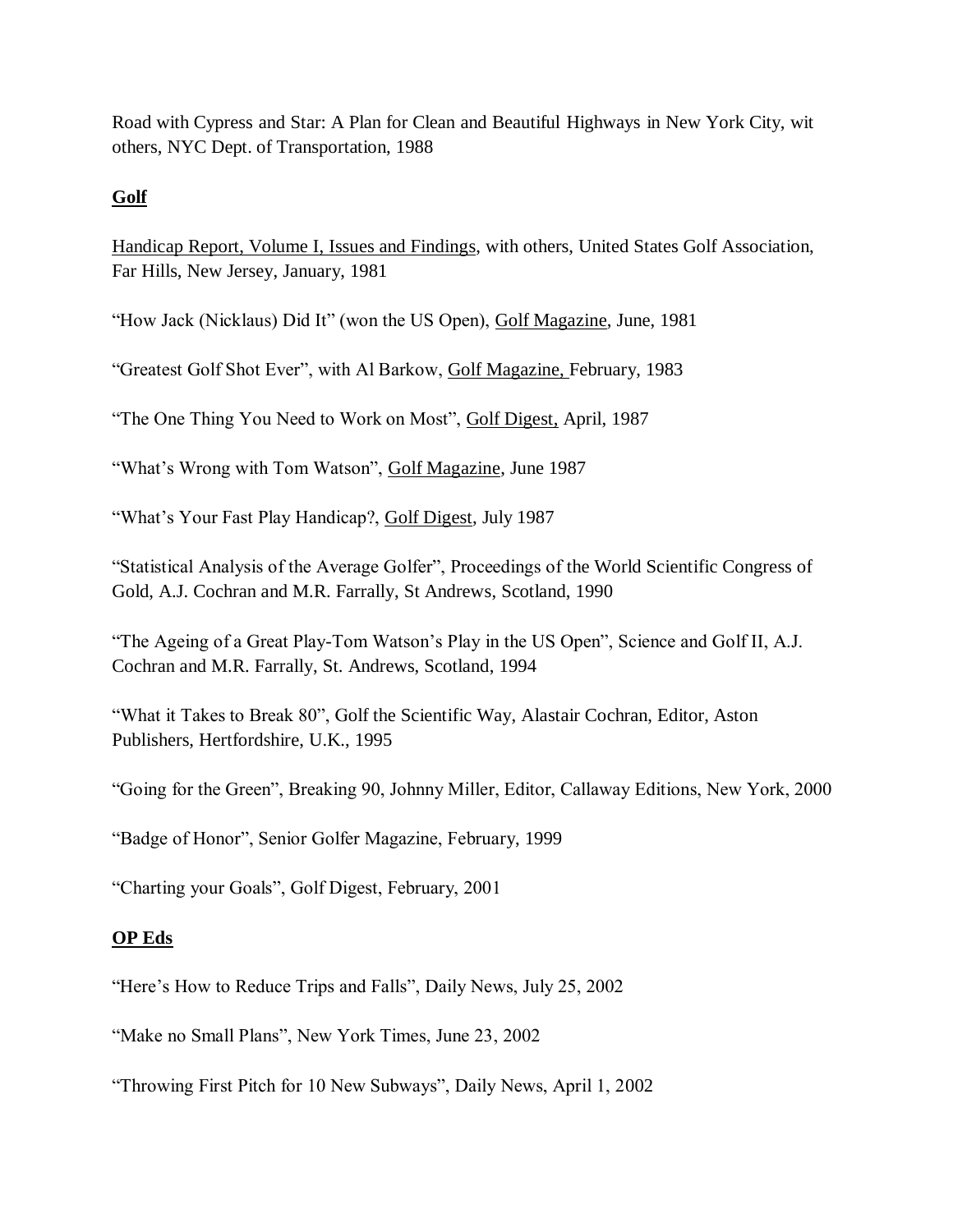Road with Cypress and Star: A Plan for Clean and Beautiful Highways in New York City, wit others, NYC Dept. of Transportation, 1988

## Golf

Handicap Report, Volume I, Issues and Findings, with others, United States Golf Association, Far Hills, New Jersey, January, 1981

"How Jack (Nicklaus) Did It" (won the US Open), Golf Magazine, June, 1981

"Greatest Golf Shot Ever", with Al Barkow, Golf Magazine, February, 1983

"The One Thing You Need to Work on Most", Golf Digest, April, 1987

"What's Wrong with Tom Watson", Golf Magazine, June 1987

"What's Your Fast Play Handicap?, Golf Digest, July 1987

"Statistical Analysis of the Average Golfer", Proceedings of the World Scientific Congress of Gold, A.J. Cochran and M.R. Farrally, St Andrews, Scotland, 1990

"The Ageing of a Great Play-Tom Watson's Play in the US Open", Science and Golf II, A.J. Cochran and M.R. Farrally, St. Andrews, Scotland, 1994

"What it Takes to Break 80", Golf the Scientific Way, Alastair Cochran, Editor, Aston Publishers, Hertfordshire, U.K., 1995

"Going for the Green", Breaking 90, Johnny Miller, Editor, Callaway Editions, New York, 2000

"Badge of Honor", Senior Golfer Magazine, February, 1999

"Charting your Goals", Golf Digest, February, 2001

## OP Eds

"Here's How to Reduce Trips and Falls", Daily News, July 25, 2002

"Make no Small Plans", New York Times, June 23, 2002

"Throwing First Pitch for 10 New Subways", Daily News, April 1, 2002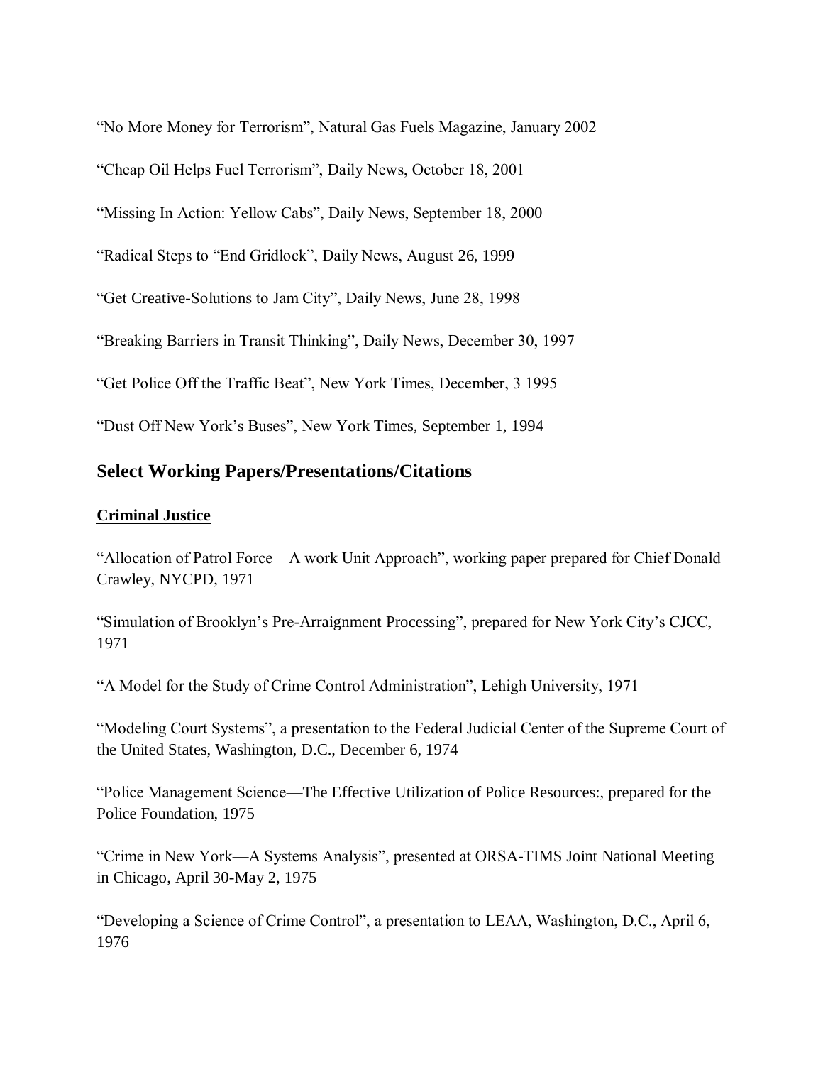“No More Money for Terrorism”, Natural Gas Fuels Magazine, January 2002

“Cheap Oil Helps Fuel Terrorism”, Daily News, October 18, 2001

“Missing In Action: Yellow Cabs”, Daily News, September 18, 2000

“Radical Steps to “End Gridlock”, Daily News, August 26, 1999

“Get Creative-Solutions to Jam City”, Daily News, June 28, 1998

“Breaking Barriers in Transit Thinking”, Daily News, December 30, 1997

“Get Police Off the Traffic Beat”, New York Times, December, 3 1995

“Dust Off New York’s Buses”, New York Times, September 1, 1994

## Select Working Papers/Presentations/Citations

**Criminal Justice**

“Allocation of Patrol Force—A work Unit Approach”, working paper prepared for Chief Donald Crawley, NYCPD, 1971

“Simulation of Brooklyn’s Pre-Arraignment Processing”, prepared for New York City’s CJCC, 1971

“A Model for the Study of Crime Control Administration”, Lehigh University, 1971

“Modeling Court Systems”, a presentation to the Federal Judicial Center of the Supreme Court of the United States, Washington, D.C., December 6, 1974

“Police Management Science—The Effective Utilization of Police Resources:, prepared for the Police Foundation, 1975

“Crime in New York—A Systems Analysis”, presented at ORSA-TIMS Joint National Meeting in Chicago, April 30-May 2, 1975

“Developing a Science of Crime Control”, a presentation to LEAA, Washington, D.C., April 6, 1976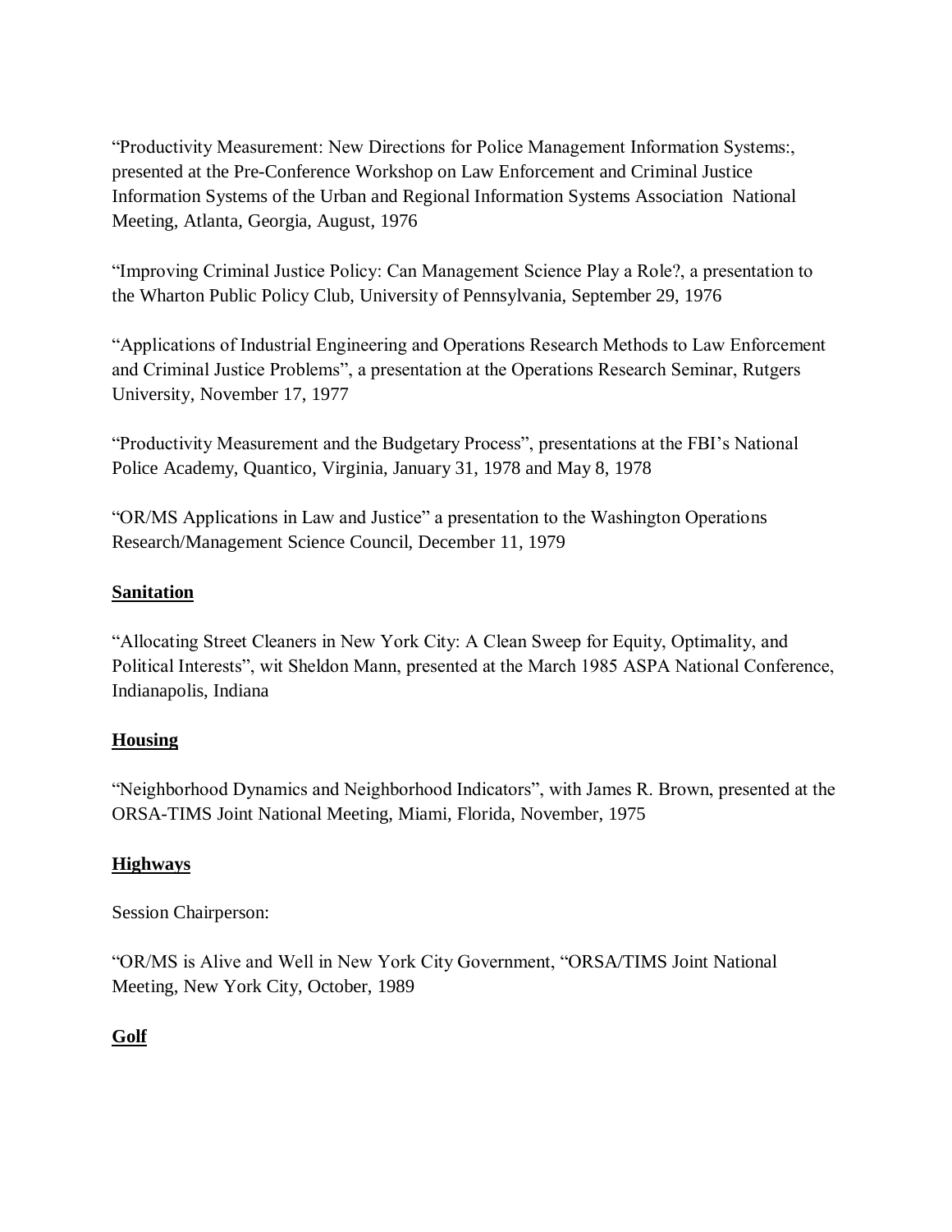“Productivity Measurement: New Directions for Police Management Information Systems:, presented at the Pre-Conference Workshop on Law Enforcement and Criminal Justice Information Systems of the Urban and Regional Information Systems Association National Meeting, Atlanta, Georgia, August, 1976

“Improving Criminal Justice Policy: Can Management Science Play a Role?, a presentation to the Wharton Public Policy Club, University of Pennsylvania, September 29, 1976

“Applications of Industrial Engineering and Operations Research Methods to Law Enforcement and Criminal Justice Problems”, a presentation at the Operations Research Seminar, Rutgers University, November 17, 1977

“Productivity Measurement and the Budgetary Process”, presentations at the FBI’s National Police Academy, Quantico, Virginia, January 31, 1978 and May 8, 1978

“OR/MS Applications in Law and Justice” a presentation to the Washington Operations Research/Management Science Council, December 11, 1979

**Sanitation**

“Allocating Street Cleaners in New York City: A Clean Sweep for Equity, Optimality, and Political Interests”, wit Sheldon Mann, presented at the March 1985 ASPA National Conference, Indianapolis, Indiana

**Housing**

“Neighborhood Dynamics and Neighborhood Indicators”, with James R. Brown, presented at the ORSA-TIMS Joint National Meeting, Miami, Florida, November, 1975

**Highways**

Session Chairperson:

“OR/MS is Alive and Well in New York City Government, “ORSA/TIMS Joint National Meeting, New York City, October, 1989

**Golf**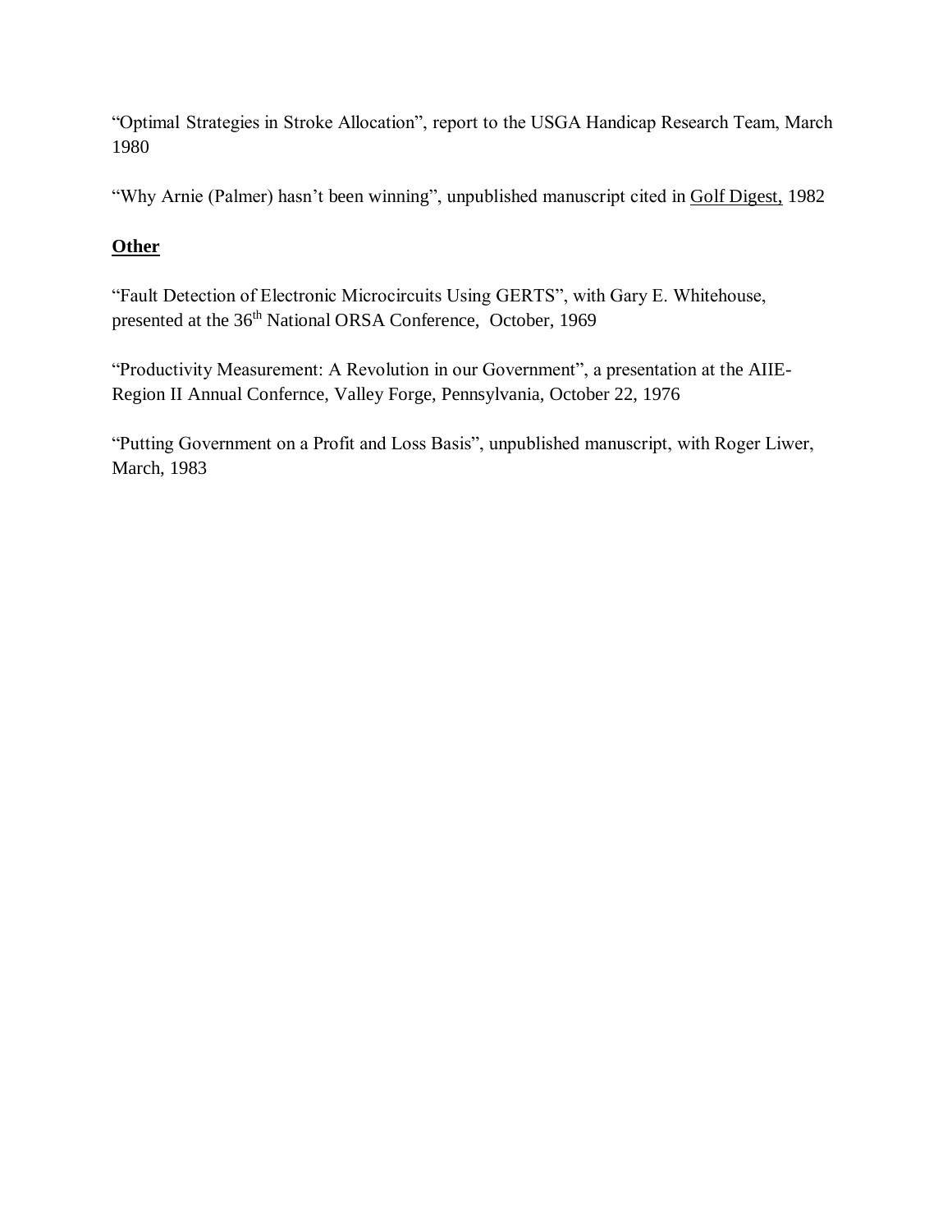"Optimal Strategies in Stroke Allocation", report to the USGA Handicap Research Team, March 1980

"Why Arnie (Palmer) hasn't been winning", unpublished manuscript cited in Golf Digest, 1982

**Other**

"Fault Detection of Electronic Microcircuits Using GERTS", with Gary E. Whitehouse, presented at the 36th National ORSA Conference, October, 1969

"Productivity Measurement: A Revolution in our Government", a presentation at the AIIE-Region II Annual Confernce, Valley Forge, Pennsylvania, October 22, 1976

"Putting Government on a Profit and Loss Basis", unpublished manuscript, with Roger Liwer, March, 1983